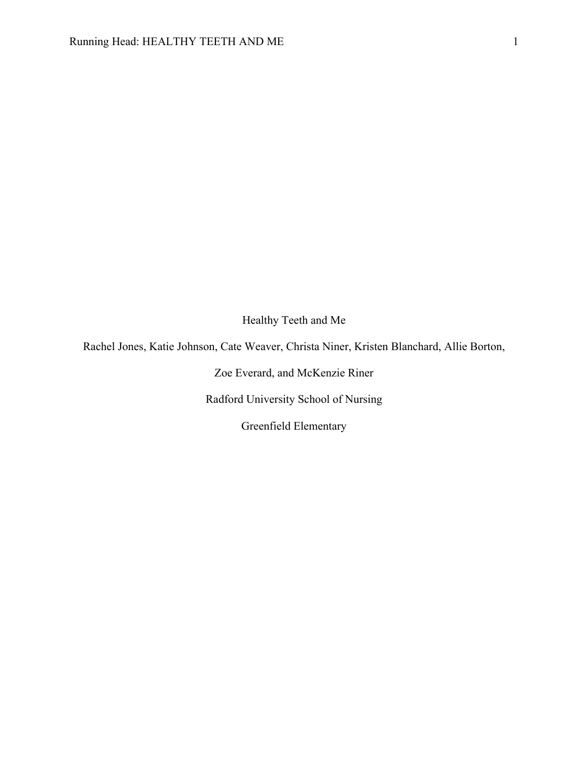Healthy Teeth and Me

Rachel Jones, Katie Johnson, Cate Weaver, Christa Niner, Kristen Blanchard, Allie Borton, Zoe Everard, and McKenzie Riner

Radford University School of Nursing

Greenfield Elementary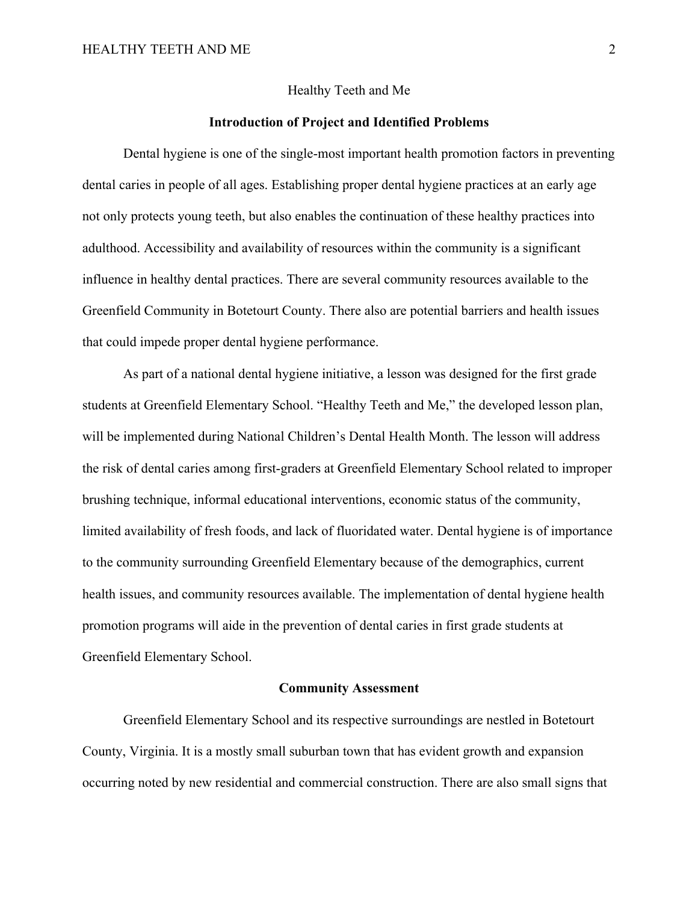# Healthy Teeth and Me

## Introduction of Project and Identified Problems

Dental hygiene is one of the single-most important health promotion factors in preventing dental caries in people of all ages. Establishing proper dental hygiene practices at an early age not only protects young teeth, but also enables the continuation of these healthy practices into adulthood. Accessibility and availability of resources within the community is a significant influence in healthy dental practices. There are several community resources available to the Greenfield Community in Botetourt County. There also are potential barriers and health issues that could impede proper dental hygiene performance.

As part of a national dental hygiene initiative, a lesson was designed for the first grade students at Greenfield Elementary School. "Healthy Teeth and Me," the developed lesson plan, will be implemented during National Children's Dental Health Month. The lesson will address the risk of dental caries among first-graders at Greenfield Elementary School related to improper brushing technique, informal educational interventions, economic status of the community, limited availability of fresh foods, and lack of fluoridated water. Dental hygiene is of importance to the community surrounding Greenfield Elementary because of the demographics, current health issues, and community resources available. The implementation of dental hygiene health promotion programs will aide in the prevention of dental caries in first grade students at Greenfield Elementary School.

## Community Assessment

Greenfield Elementary School and its respective surroundings are nestled in Botetourt County, Virginia. It is a mostly small suburban town that has evident growth and expansion occurring noted by new residential and commercial construction. There are also small signs that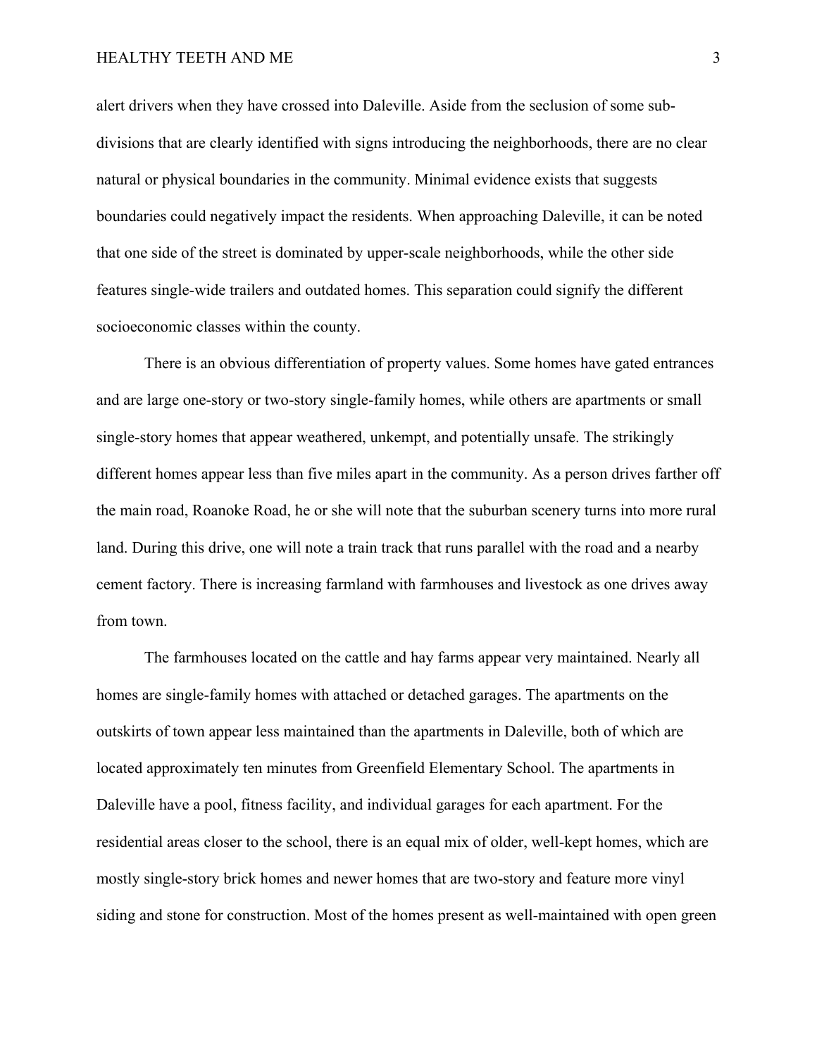alert drivers when they have crossed into Daleville. Aside from the seclusion of some sub-divisions that are clearly identified with signs introducing the neighborhoods, there are no clear natural or physical boundaries in the community. Minimal evidence exists that suggests boundaries could negatively impact the residents. When approaching Daleville, it can be noted that one side of the street is dominated by upper-scale neighborhoods, while the other side features single-wide trailers and outdated homes. This separation could signify the different socioeconomic classes within the county.

There is an obvious differentiation of property values. Some homes have gated entrances and are large one-story or two-story single-family homes, while others are apartments or small single-story homes that appear weathered, unkempt, and potentially unsafe. The strikingly different homes appear less than five miles apart in the community. As a person drives farther off the main road, Roanoke Road, he or she will note that the suburban scenery turns into more rural land. During this drive, one will note a train track that runs parallel with the road and a nearby cement factory. There is increasing farmland with farmhouses and livestock as one drives away from town.

The farmhouses located on the cattle and hay farms appear very maintained. Nearly all homes are single-family homes with attached or detached garages. The apartments on the outskirts of town appear less maintained than the apartments in Daleville, both of which are located approximately ten minutes from Greenfield Elementary School. The apartments in Daleville have a pool, fitness facility, and individual garages for each apartment. For the residential areas closer to the school, there is an equal mix of older, well-kept homes, which are mostly single-story brick homes and newer homes that are two-story and feature more vinyl siding and stone for construction. Most of the homes present as well-maintained with open green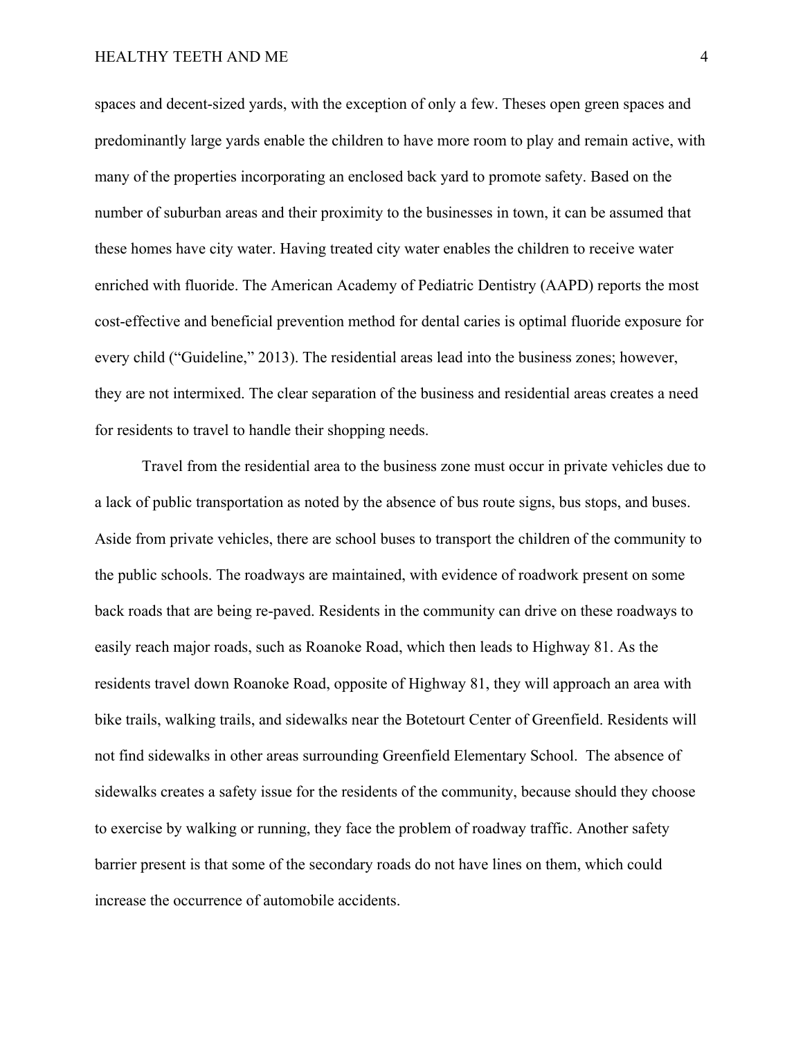spaces and decent-sized yards, with the exception of only a few. Theses open green spaces and predominantly large yards enable the children to have more room to play and remain active, with many of the properties incorporating an enclosed back yard to promote safety. Based on the number of suburban areas and their proximity to the businesses in town, it can be assumed that these homes have city water. Having treated city water enables the children to receive water enriched with fluoride. The American Academy of Pediatric Dentistry (AAPD) reports the most cost-effective and beneficial prevention method for dental caries is optimal fluoride exposure for every child ("Guideline," 2013). The residential areas lead into the business zones; however, they are not intermixed. The clear separation of the business and residential areas creates a need for residents to travel to handle their shopping needs.

Travel from the residential area to the business zone must occur in private vehicles due to a lack of public transportation as noted by the absence of bus route signs, bus stops, and buses. Aside from private vehicles, there are school buses to transport the children of the community to the public schools. The roadways are maintained, with evidence of roadwork present on some back roads that are being re-paved. Residents in the community can drive on these roadways to easily reach major roads, such as Roanoke Road, which then leads to Highway 81. As the residents travel down Roanoke Road, opposite of Highway 81, they will approach an area with bike trails, walking trails, and sidewalks near the Botetourt Center of Greenfield. Residents will not find sidewalks in other areas surrounding Greenfield Elementary School. The absence of sidewalks creates a safety issue for the residents of the community, because should they choose to exercise by walking or running, they face the problem of roadway traffic. Another safety barrier present is that some of the secondary roads do not have lines on them, which could increase the occurrence of automobile accidents.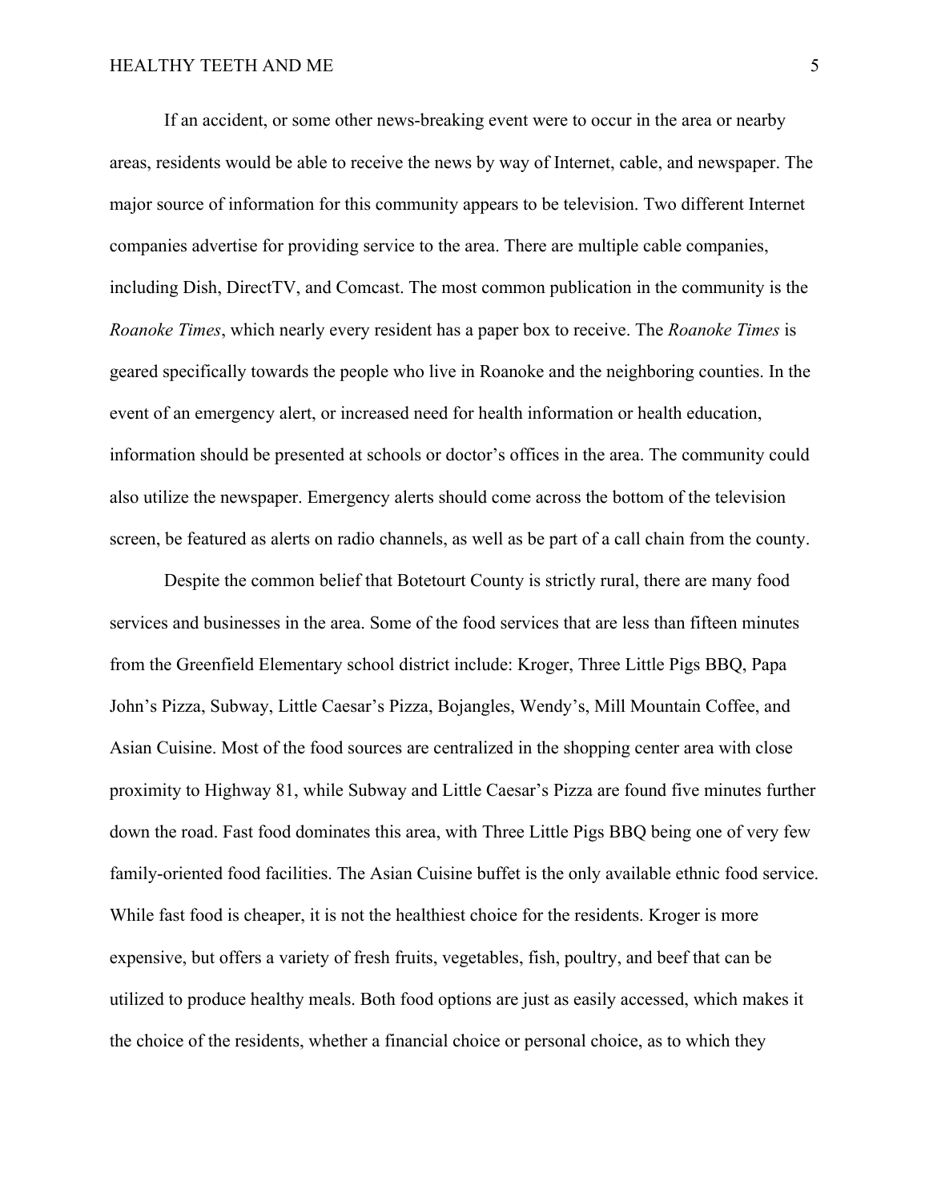If an accident, or some other news-breaking event were to occur in the area or nearby areas, residents would be able to receive the news by way of Internet, cable, and newspaper. The major source of information for this community appears to be television. Two different Internet companies advertise for providing service to the area. There are multiple cable companies, including Dish, DirectTV, and Comcast. The most common publication in the community is the *Roanoke Times*, which nearly every resident has a paper box to receive. The *Roanoke Times* is geared specifically towards the people who live in Roanoke and the neighboring counties. In the event of an emergency alert, or increased need for health information or health education, information should be presented at schools or doctor's offices in the area. The community could also utilize the newspaper. Emergency alerts should come across the bottom of the television screen, be featured as alerts on radio channels, as well as be part of a call chain from the county.

Despite the common belief that Botetourt County is strictly rural, there are many food services and businesses in the area. Some of the food services that are less than fifteen minutes from the Greenfield Elementary school district include: Kroger, Three Little Pigs BBQ, Papa John's Pizza, Subway, Little Caesar's Pizza, Bojangles, Wendy's, Mill Mountain Coffee, and Asian Cuisine. Most of the food sources are centralized in the shopping center area with close proximity to Highway 81, while Subway and Little Caesar's Pizza are found five minutes further down the road. Fast food dominates this area, with Three Little Pigs BBQ being one of very few family-oriented food facilities. The Asian Cuisine buffet is the only available ethnic food service. While fast food is cheaper, it is not the healthiest choice for the residents. Kroger is more expensive, but offers a variety of fresh fruits, vegetables, fish, poultry, and beef that can be utilized to produce healthy meals. Both food options are just as easily accessed, which makes it the choice of the residents, whether a financial choice or personal choice, as to which they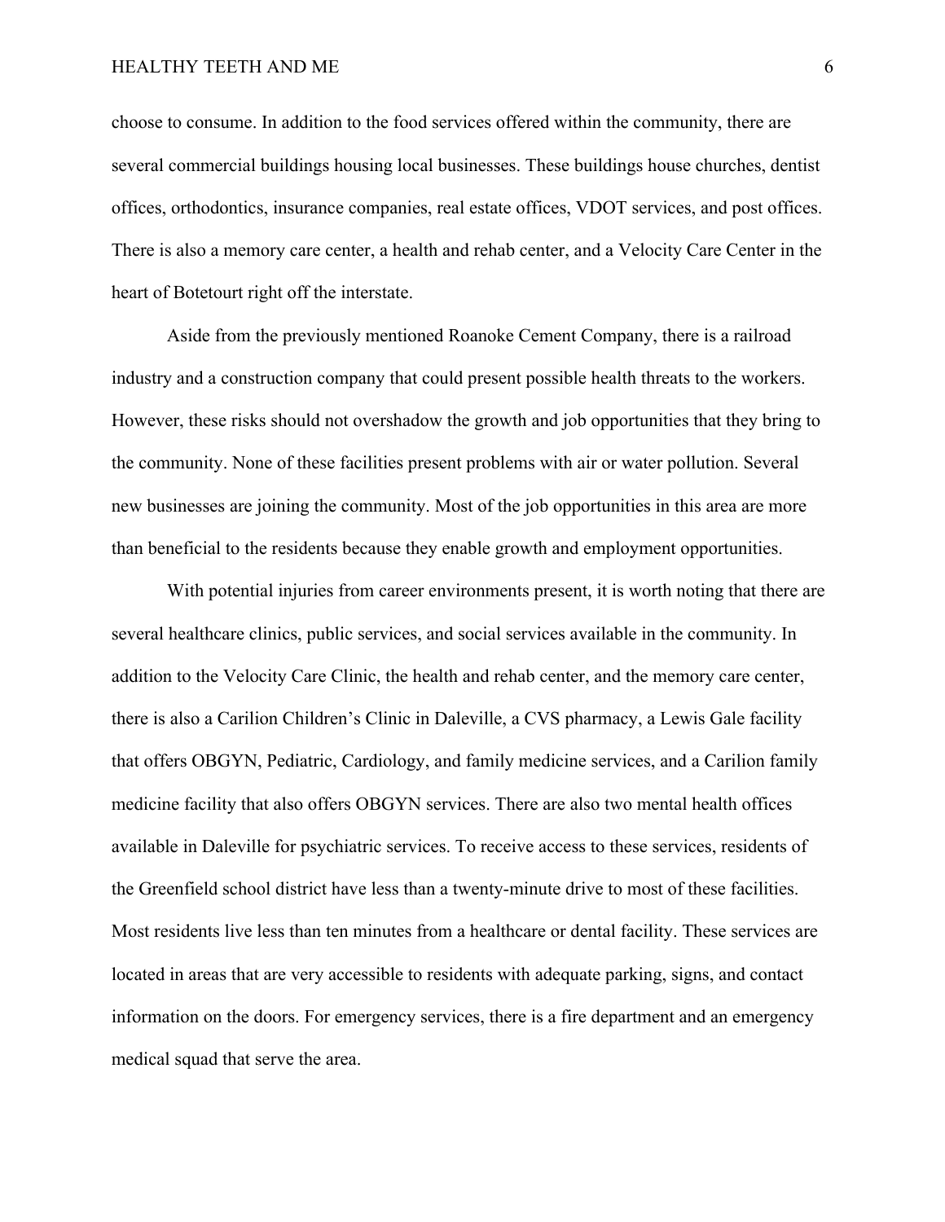choose to consume. In addition to the food services offered within the community, there are several commercial buildings housing local businesses. These buildings house churches, dentist offices, orthodontics, insurance companies, real estate offices, VDOT services, and post offices. There is also a memory care center, a health and rehab center, and a Velocity Care Center in the heart of Botetourt right off the interstate.

Aside from the previously mentioned Roanoke Cement Company, there is a railroad industry and a construction company that could present possible health threats to the workers. However, these risks should not overshadow the growth and job opportunities that they bring to the community. None of these facilities present problems with air or water pollution. Several new businesses are joining the community. Most of the job opportunities in this area are more than beneficial to the residents because they enable growth and employment opportunities.

With potential injuries from career environments present, it is worth noting that there are several healthcare clinics, public services, and social services available in the community. In addition to the Velocity Care Clinic, the health and rehab center, and the memory care center, there is also a Carilion Children's Clinic in Daleville, a CVS pharmacy, a Lewis Gale facility that offers OBGYN, Pediatric, Cardiology, and family medicine services, and a Carilion family medicine facility that also offers OBGYN services. There are also two mental health offices available in Daleville for psychiatric services. To receive access to these services, residents of the Greenfield school district have less than a twenty-minute drive to most of these facilities. Most residents live less than ten minutes from a healthcare or dental facility. These services are located in areas that are very accessible to residents with adequate parking, signs, and contact information on the doors. For emergency services, there is a fire department and an emergency medical squad that serve the area.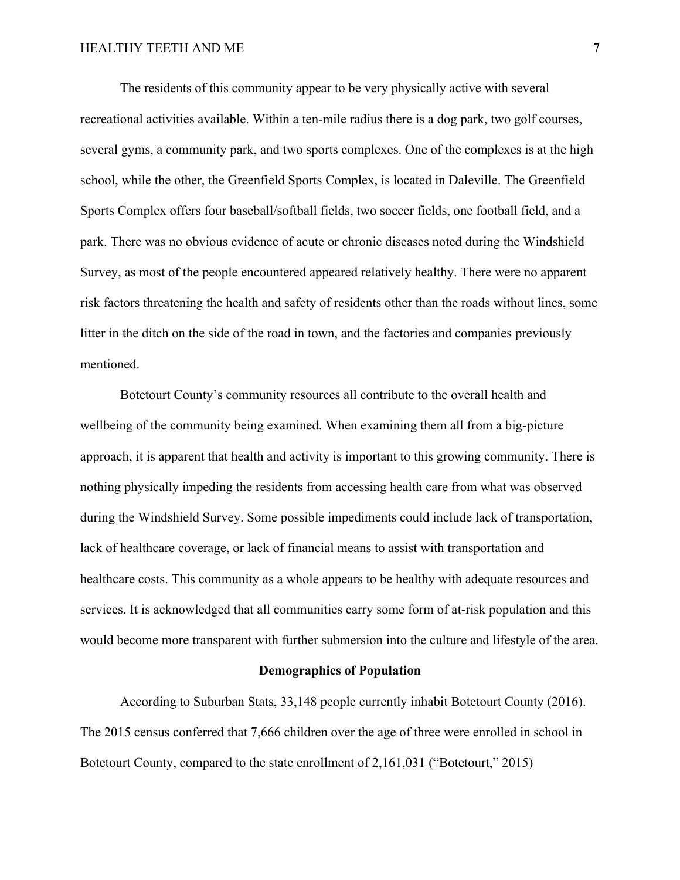The residents of this community appear to be very physically active with several recreational activities available. Within a ten-mile radius there is a dog park, two golf courses, several gyms, a community park, and two sports complexes. One of the complexes is at the high school, while the other, the Greenfield Sports Complex, is located in Daleville. The Greenfield Sports Complex offers four baseball/softball fields, two soccer fields, one football field, and a park. There was no obvious evidence of acute or chronic diseases noted during the Windshield Survey, as most of the people encountered appeared relatively healthy. There were no apparent risk factors threatening the health and safety of residents other than the roads without lines, some litter in the ditch on the side of the road in town, and the factories and companies previously mentioned.

Botetourt County's community resources all contribute to the overall health and wellbeing of the community being examined. When examining them all from a big-picture approach, it is apparent that health and activity is important to this growing community. There is nothing physically impeding the residents from accessing health care from what was observed during the Windshield Survey. Some possible impediments could include lack of transportation, lack of healthcare coverage, or lack of financial means to assist with transportation and healthcare costs. This community as a whole appears to be healthy with adequate resources and services. It is acknowledged that all communities carry some form of at-risk population and this would become more transparent with further submersion into the culture and lifestyle of the area.

## Demographics of Population

According to Suburban Stats, 33,148 people currently inhabit Botetourt County (2016). The 2015 census conferred that 7,666 children over the age of three were enrolled in school in Botetourt County, compared to the state enrollment of 2,161,031 ("Botetourt," 2015)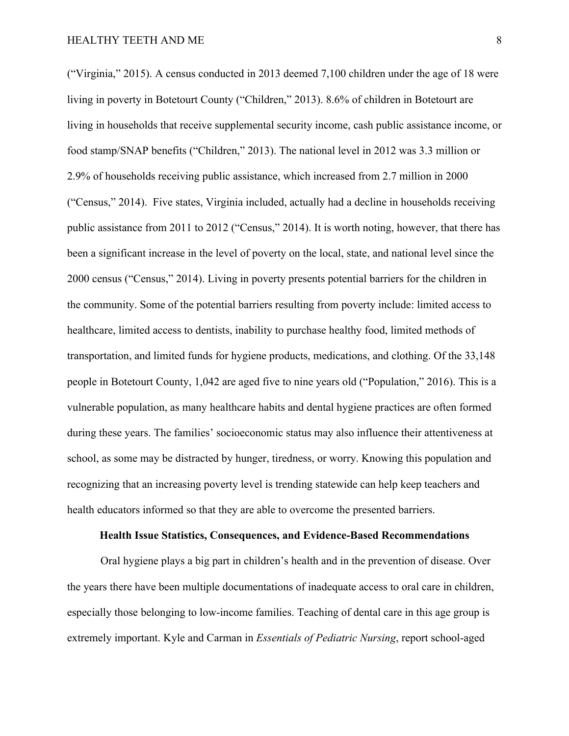(“Virginia,” 2015). A census conducted in 2013 deemed 7,100 children under the age of 18 were living in poverty in Botetourt County (“Children,” 2013). 8.6% of children in Botetourt are living in households that receive supplemental security income, cash public assistance income, or food stamp/SNAP benefits (“Children,” 2013). The national level in 2012 was 3.3 million or 2.9% of households receiving public assistance, which increased from 2.7 million in 2000 (“Census,” 2014). Five states, Virginia included, actually had a decline in households receiving public assistance from 2011 to 2012 (“Census,” 2014). It is worth noting, however, that there has been a significant increase in the level of poverty on the local, state, and national level since the 2000 census (“Census,” 2014). Living in poverty presents potential barriers for the children in the community. Some of the potential barriers resulting from poverty include: limited access to healthcare, limited access to dentists, inability to purchase healthy food, limited methods of transportation, and limited funds for hygiene products, medications, and clothing. Of the 33,148 people in Botetourt County, 1,042 are aged five to nine years old (“Population,” 2016). This is a vulnerable population, as many healthcare habits and dental hygiene practices are often formed during these years. The families’ socioeconomic status may also influence their attentiveness at school, as some may be distracted by hunger, tiredness, or worry. Knowing this population and recognizing that an increasing poverty level is trending statewide can help keep teachers and health educators informed so that they are able to overcome the presented barriers.

## Health Issue Statistics, Consequences, and Evidence-Based Recommendations

Oral hygiene plays a big part in children’s health and in the prevention of disease. Over the years there have been multiple documentations of inadequate access to oral care in children, especially those belonging to low-income families. Teaching of dental care in this age group is extremely important. Kyle and Carman in *Essentials of Pediatric Nursing*, report school-aged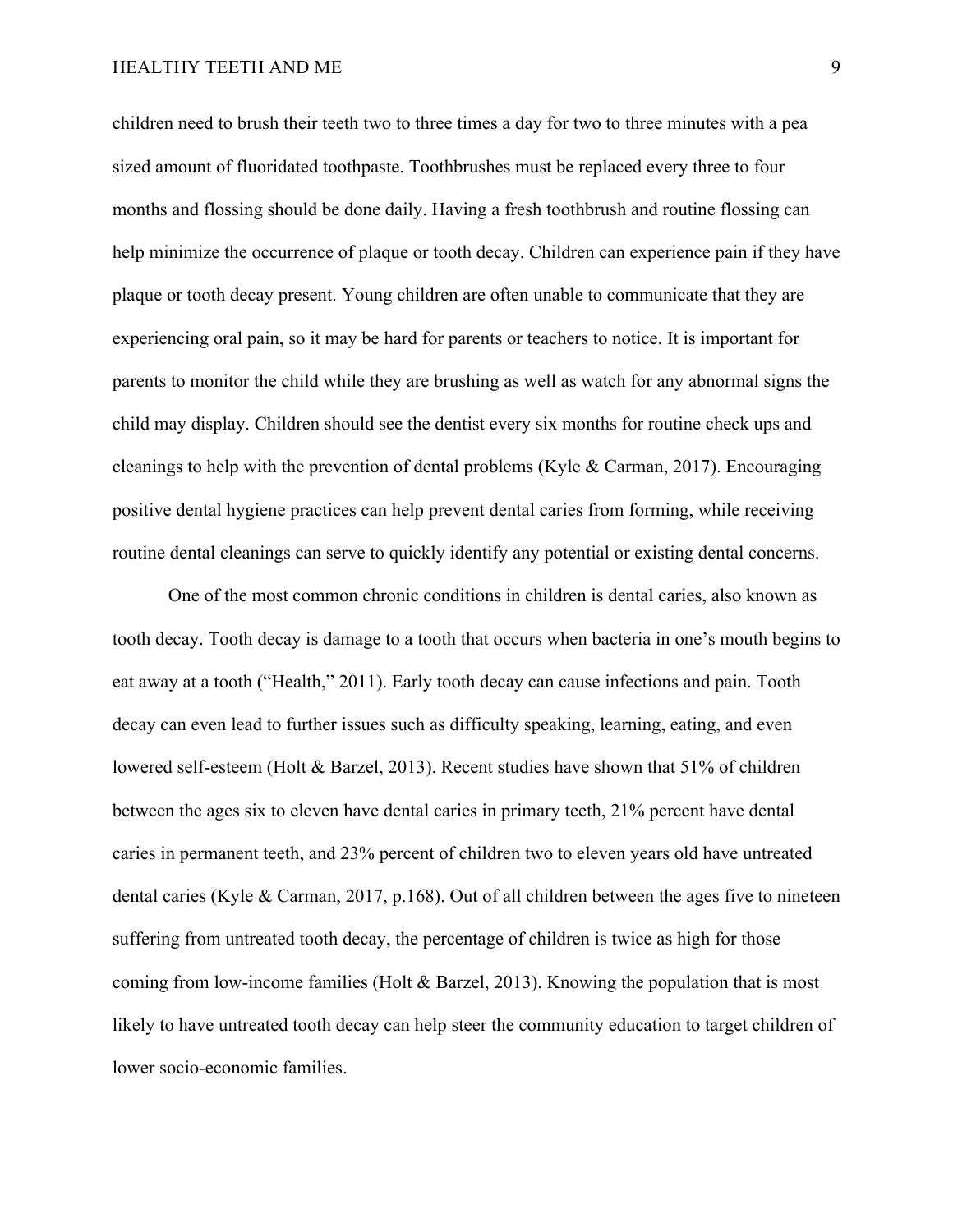children need to brush their teeth two to three times a day for two to three minutes with a pea sized amount of fluoridated toothpaste. Toothbrushes must be replaced every three to four months and flossing should be done daily. Having a fresh toothbrush and routine flossing can help minimize the occurrence of plaque or tooth decay. Children can experience pain if they have plaque or tooth decay present. Young children are often unable to communicate that they are experiencing oral pain, so it may be hard for parents or teachers to notice. It is important for parents to monitor the child while they are brushing as well as watch for any abnormal signs the child may display. Children should see the dentist every six months for routine check ups and cleanings to help with the prevention of dental problems (Kyle & Carman, 2017). Encouraging positive dental hygiene practices can help prevent dental caries from forming, while receiving routine dental cleanings can serve to quickly identify any potential or existing dental concerns.

One of the most common chronic conditions in children is dental caries, also known as tooth decay. Tooth decay is damage to a tooth that occurs when bacteria in one's mouth begins to eat away at a tooth ("Health," 2011). Early tooth decay can cause infections and pain. Tooth decay can even lead to further issues such as difficulty speaking, learning, eating, and even lowered self-esteem (Holt & Barzel, 2013). Recent studies have shown that 51% of children between the ages six to eleven have dental caries in primary teeth, 21% percent have dental caries in permanent teeth, and 23% percent of children two to eleven years old have untreated dental caries (Kyle & Carman, 2017, p.168). Out of all children between the ages five to nineteen suffering from untreated tooth decay, the percentage of children is twice as high for those coming from low-income families (Holt & Barzel, 2013). Knowing the population that is most likely to have untreated tooth decay can help steer the community education to target children of lower socio-economic families.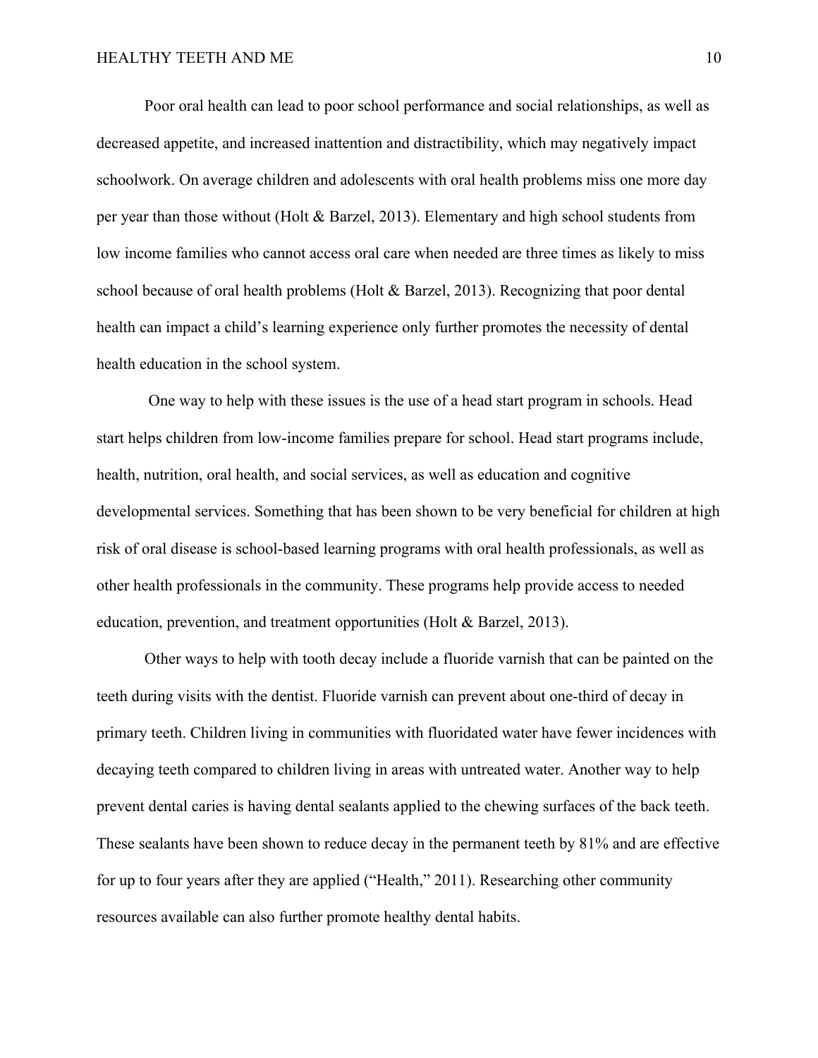Poor oral health can lead to poor school performance and social relationships, as well as decreased appetite, and increased inattention and distractibility, which may negatively impact schoolwork. On average children and adolescents with oral health problems miss one more day per year than those without (Holt & Barzel, 2013). Elementary and high school students from low income families who cannot access oral care when needed are three times as likely to miss school because of oral health problems (Holt & Barzel, 2013). Recognizing that poor dental health can impact a child's learning experience only further promotes the necessity of dental health education in the school system.

One way to help with these issues is the use of a head start program in schools. Head start helps children from low-income families prepare for school. Head start programs include, health, nutrition, oral health, and social services, as well as education and cognitive developmental services. Something that has been shown to be very beneficial for children at high risk of oral disease is school-based learning programs with oral health professionals, as well as other health professionals in the community. These programs help provide access to needed education, prevention, and treatment opportunities (Holt & Barzel, 2013).

Other ways to help with tooth decay include a fluoride varnish that can be painted on the teeth during visits with the dentist. Fluoride varnish can prevent about one-third of decay in primary teeth. Children living in communities with fluoridated water have fewer incidences with decaying teeth compared to children living in areas with untreated water. Another way to help prevent dental caries is having dental sealants applied to the chewing surfaces of the back teeth. These sealants have been shown to reduce decay in the permanent teeth by 81% and are effective for up to four years after they are applied ("Health," 2011). Researching other community resources available can also further promote healthy dental habits.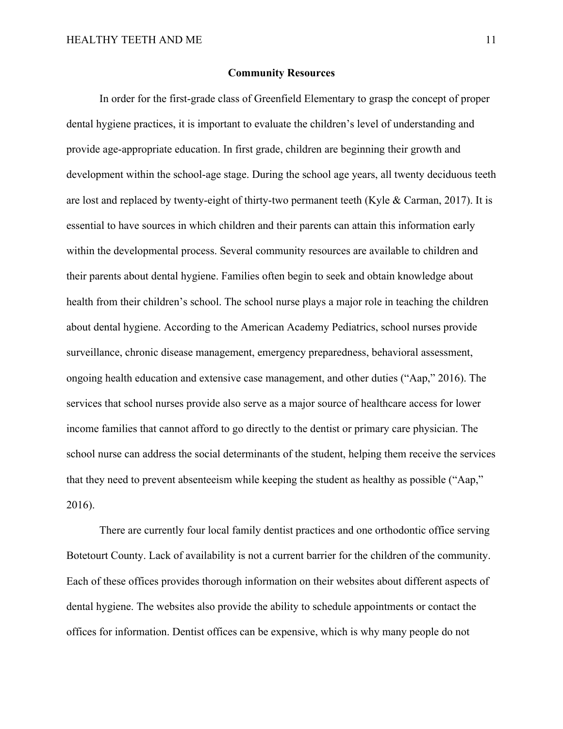## Community Resources

In order for the first-grade class of Greenfield Elementary to grasp the concept of proper dental hygiene practices, it is important to evaluate the children's level of understanding and provide age-appropriate education. In first grade, children are beginning their growth and development within the school-age stage. During the school age years, all twenty deciduous teeth are lost and replaced by twenty-eight of thirty-two permanent teeth (Kyle & Carman, 2017). It is essential to have sources in which children and their parents can attain this information early within the developmental process. Several community resources are available to children and their parents about dental hygiene. Families often begin to seek and obtain knowledge about health from their children's school. The school nurse plays a major role in teaching the children about dental hygiene. According to the American Academy Pediatrics, school nurses provide surveillance, chronic disease management, emergency preparedness, behavioral assessment, ongoing health education and extensive case management, and other duties ("Aap," 2016). The services that school nurses provide also serve as a major source of healthcare access for lower income families that cannot afford to go directly to the dentist or primary care physician. The school nurse can address the social determinants of the student, helping them receive the services that they need to prevent absenteeism while keeping the student as healthy as possible ("Aap," 2016).

There are currently four local family dentist practices and one orthodontic office serving Botetourt County. Lack of availability is not a current barrier for the children of the community. Each of these offices provides thorough information on their websites about different aspects of dental hygiene. The websites also provide the ability to schedule appointments or contact the offices for information. Dentist offices can be expensive, which is why many people do not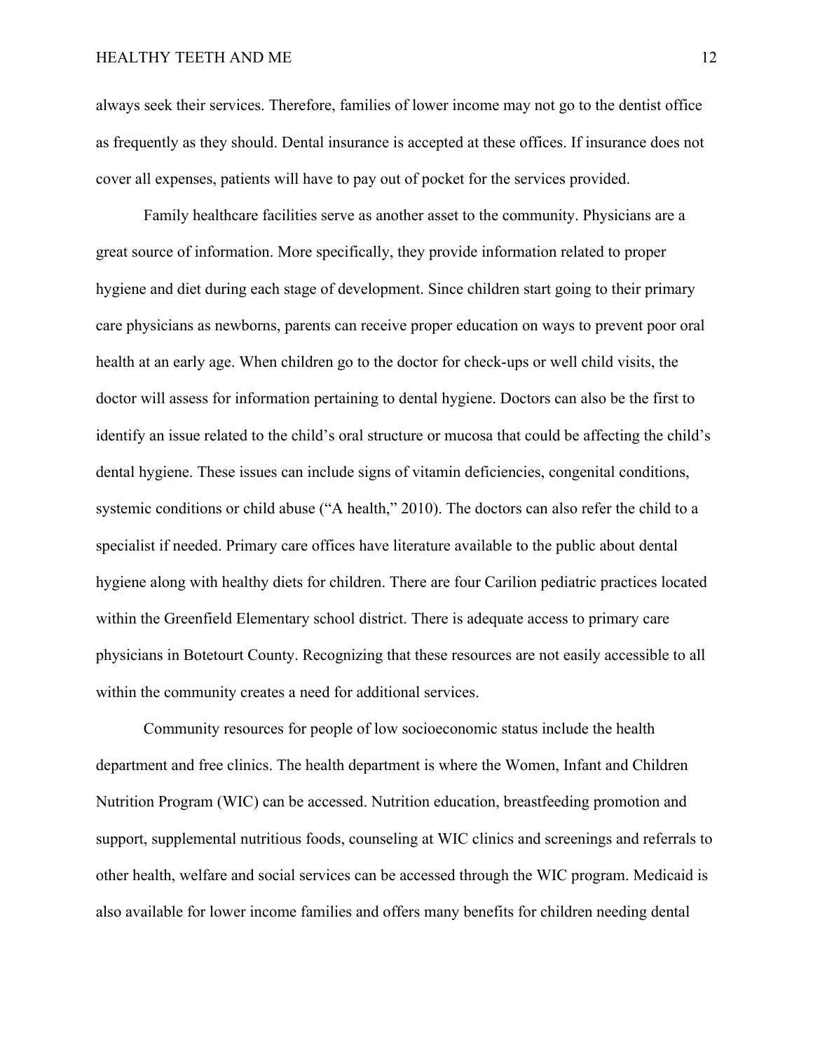always seek their services. Therefore, families of lower income may not go to the dentist office as frequently as they should. Dental insurance is accepted at these offices. If insurance does not cover all expenses, patients will have to pay out of pocket for the services provided.

Family healthcare facilities serve as another asset to the community. Physicians are a great source of information. More specifically, they provide information related to proper hygiene and diet during each stage of development. Since children start going to their primary care physicians as newborns, parents can receive proper education on ways to prevent poor oral health at an early age. When children go to the doctor for check-ups or well child visits, the doctor will assess for information pertaining to dental hygiene. Doctors can also be the first to identify an issue related to the child's oral structure or mucosa that could be affecting the child's dental hygiene. These issues can include signs of vitamin deficiencies, congenital conditions, systemic conditions or child abuse ("A health," 2010). The doctors can also refer the child to a specialist if needed. Primary care offices have literature available to the public about dental hygiene along with healthy diets for children. There are four Carilion pediatric practices located within the Greenfield Elementary school district. There is adequate access to primary care physicians in Botetourt County. Recognizing that these resources are not easily accessible to all within the community creates a need for additional services.

Community resources for people of low socioeconomic status include the health department and free clinics. The health department is where the Women, Infant and Children Nutrition Program (WIC) can be accessed. Nutrition education, breastfeeding promotion and support, supplemental nutritious foods, counseling at WIC clinics and screenings and referrals to other health, welfare and social services can be accessed through the WIC program. Medicaid is also available for lower income families and offers many benefits for children needing dental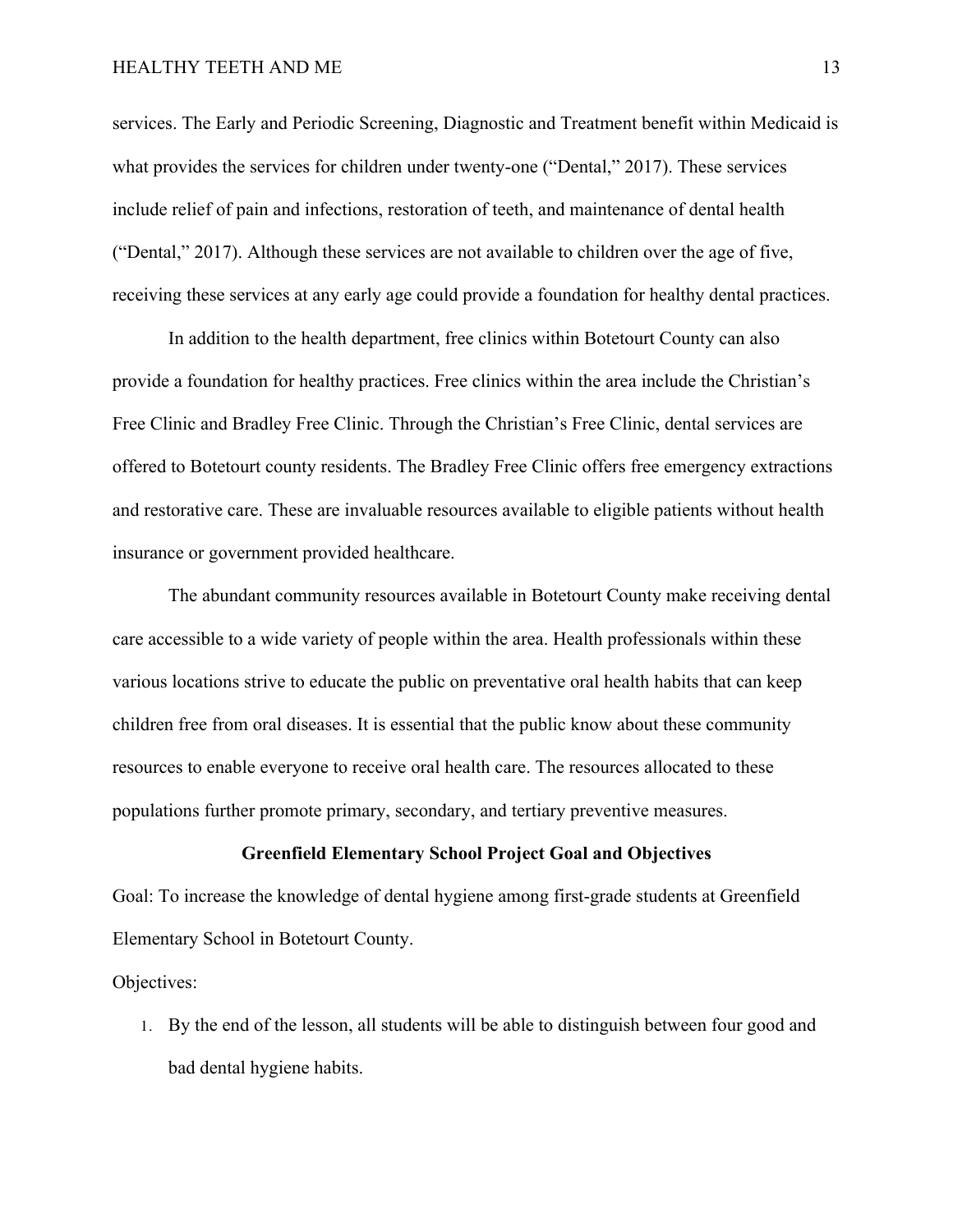services. The Early and Periodic Screening, Diagnostic and Treatment benefit within Medicaid is what provides the services for children under twenty-one ("Dental," 2017). These services include relief of pain and infections, restoration of teeth, and maintenance of dental health ("Dental," 2017). Although these services are not available to children over the age of five, receiving these services at any early age could provide a foundation for healthy dental practices.

In addition to the health department, free clinics within Botetourt County can also provide a foundation for healthy practices. Free clinics within the area include the Christian's Free Clinic and Bradley Free Clinic. Through the Christian's Free Clinic, dental services are offered to Botetourt county residents. The Bradley Free Clinic offers free emergency extractions and restorative care. These are invaluable resources available to eligible patients without health insurance or government provided healthcare.

The abundant community resources available in Botetourt County make receiving dental care accessible to a wide variety of people within the area. Health professionals within these various locations strive to educate the public on preventative oral health habits that can keep children free from oral diseases. It is essential that the public know about these community resources to enable everyone to receive oral health care. The resources allocated to these populations further promote primary, secondary, and tertiary preventive measures.

## Greenfield Elementary School Project Goal and Objectives

Goal: To increase the knowledge of dental hygiene among first-grade students at Greenfield Elementary School in Botetourt County.

Objectives:

1. By the end of the lesson, all students will be able to distinguish between four good and bad dental hygiene habits.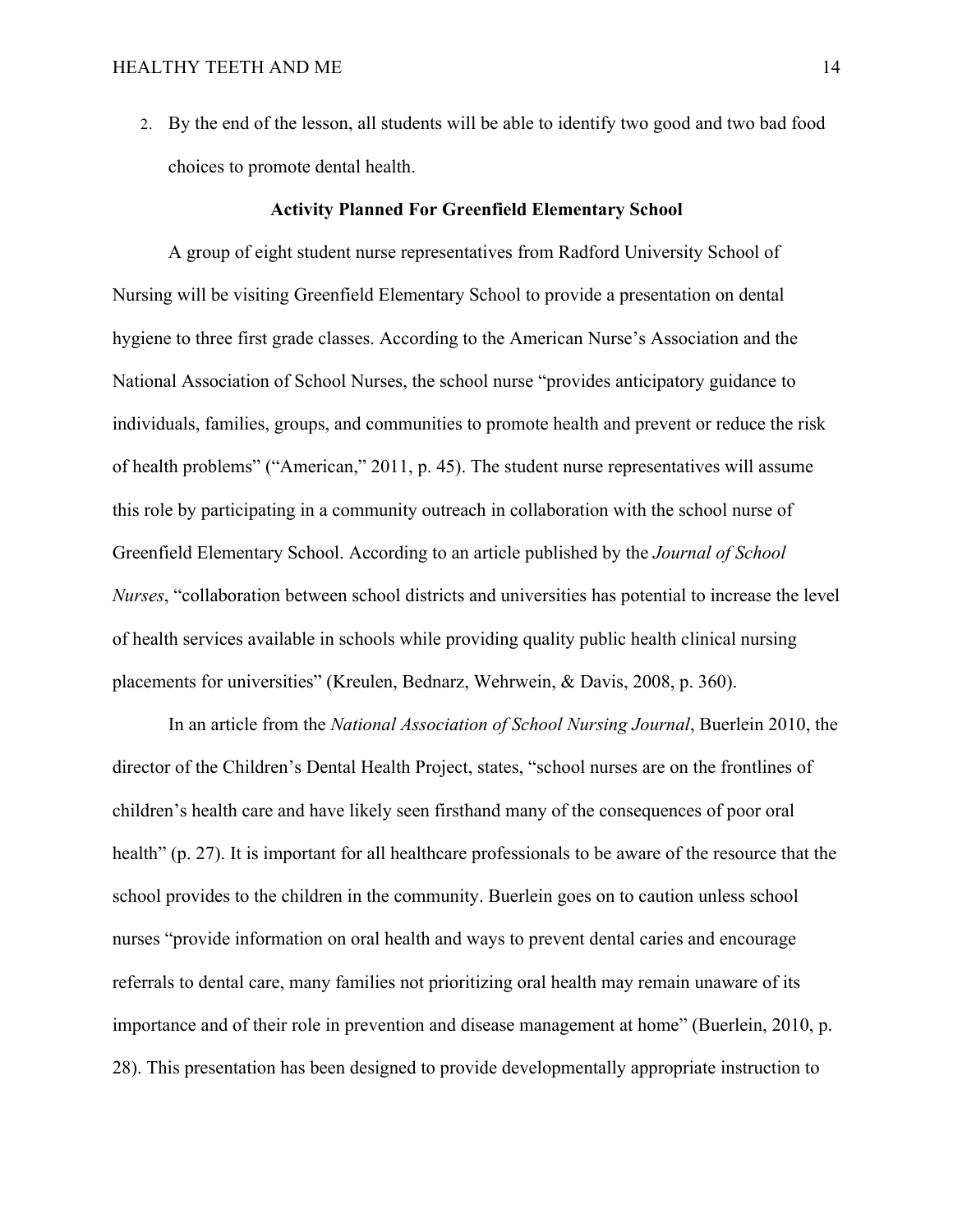2. By the end of the lesson, all students will be able to identify two good and two bad food choices to promote dental health.

**Activity Planned For Greenfield Elementary School**

A group of eight student nurse representatives from Radford University School of Nursing will be visiting Greenfield Elementary School to provide a presentation on dental hygiene to three first grade classes. According to the American Nurse's Association and the National Association of School Nurses, the school nurse "provides anticipatory guidance to individuals, families, groups, and communities to promote health and prevent or reduce the risk of health problems" ("American," 2011, p. 45). The student nurse representatives will assume this role by participating in a community outreach in collaboration with the school nurse of Greenfield Elementary School. According to an article published by the *Journal of School Nurses*, "collaboration between school districts and universities has potential to increase the level of health services available in schools while providing quality public health clinical nursing placements for universities" (Kreulen, Bednarz, Wehrwein, & Davis, 2008, p. 360).

In an article from the *National Association of School Nursing Journal*, Buerlein 2010, the director of the Children's Dental Health Project, states, "school nurses are on the frontlines of children's health care and have likely seen firsthand many of the consequences of poor oral health" (p. 27). It is important for all healthcare professionals to be aware of the resource that the school provides to the children in the community. Buerlein goes on to caution unless school nurses "provide information on oral health and ways to prevent dental caries and encourage referrals to dental care, many families not prioritizing oral health may remain unaware of its importance and of their role in prevention and disease management at home" (Buerlein, 2010, p. 28). This presentation has been designed to provide developmentally appropriate instruction to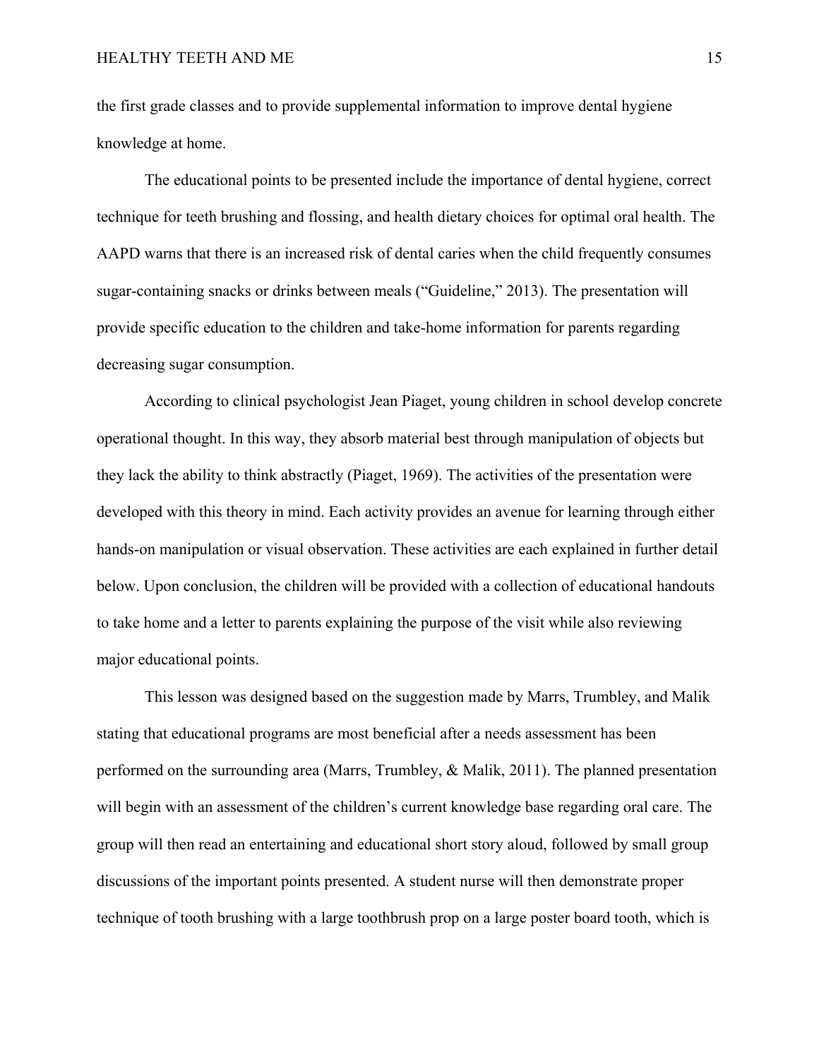the first grade classes and to provide supplemental information to improve dental hygiene knowledge at home.

The educational points to be presented include the importance of dental hygiene, correct technique for teeth brushing and flossing, and health dietary choices for optimal oral health. The AAPD warns that there is an increased risk of dental caries when the child frequently consumes sugar-containing snacks or drinks between meals ("Guideline," 2013). The presentation will provide specific education to the children and take-home information for parents regarding decreasing sugar consumption.

According to clinical psychologist Jean Piaget, young children in school develop concrete operational thought. In this way, they absorb material best through manipulation of objects but they lack the ability to think abstractly (Piaget, 1969). The activities of the presentation were developed with this theory in mind. Each activity provides an avenue for learning through either hands-on manipulation or visual observation. These activities are each explained in further detail below. Upon conclusion, the children will be provided with a collection of educational handouts to take home and a letter to parents explaining the purpose of the visit while also reviewing major educational points.

This lesson was designed based on the suggestion made by Marrs, Trumbley, and Malik stating that educational programs are most beneficial after a needs assessment has been performed on the surrounding area (Marrs, Trumbley, & Malik, 2011). The planned presentation will begin with an assessment of the children's current knowledge base regarding oral care. The group will then read an entertaining and educational short story aloud, followed by small group discussions of the important points presented. A student nurse will then demonstrate proper technique of tooth brushing with a large toothbrush prop on a large poster board tooth, which is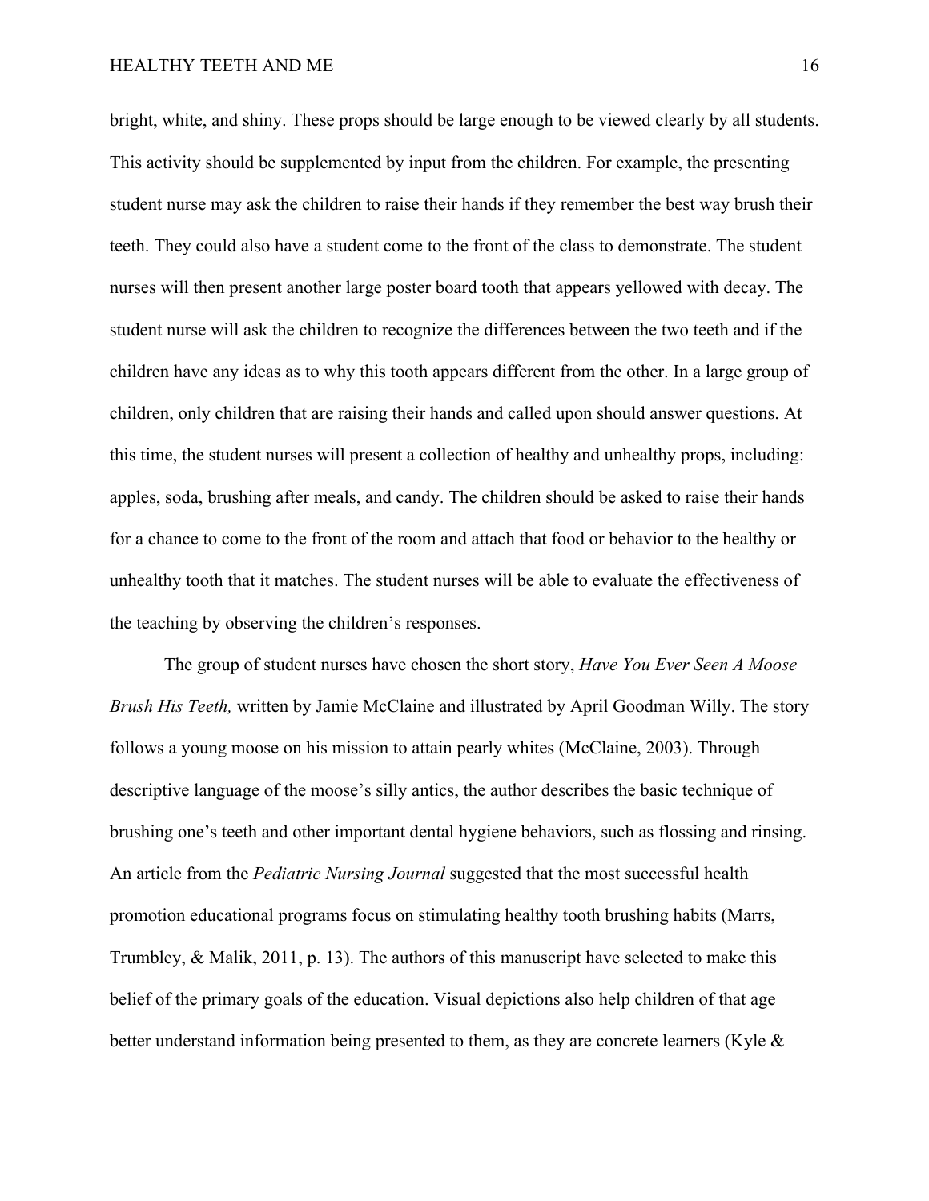bright, white, and shiny. These props should be large enough to be viewed clearly by all students. This activity should be supplemented by input from the children. For example, the presenting student nurse may ask the children to raise their hands if they remember the best way brush their teeth. They could also have a student come to the front of the class to demonstrate. The student nurses will then present another large poster board tooth that appears yellowed with decay. The student nurse will ask the children to recognize the differences between the two teeth and if the children have any ideas as to why this tooth appears different from the other. In a large group of children, only children that are raising their hands and called upon should answer questions. At this time, the student nurses will present a collection of healthy and unhealthy props, including: apples, soda, brushing after meals, and candy. The children should be asked to raise their hands for a chance to come to the front of the room and attach that food or behavior to the healthy or unhealthy tooth that it matches. The student nurses will be able to evaluate the effectiveness of the teaching by observing the children's responses.

The group of student nurses have chosen the short story, *Have You Ever Seen A Moose Brush His Teeth,* written by Jamie McClaine and illustrated by April Goodman Willy. The story follows a young moose on his mission to attain pearly whites (McClaine, 2003). Through descriptive language of the moose's silly antics, the author describes the basic technique of brushing one's teeth and other important dental hygiene behaviors, such as flossing and rinsing. An article from the *Pediatric Nursing Journal* suggested that the most successful health promotion educational programs focus on stimulating healthy tooth brushing habits (Marrs, Trumbley, & Malik, 2011, p. 13). The authors of this manuscript have selected to make this belief of the primary goals of the education. Visual depictions also help children of that age better understand information being presented to them, as they are concrete learners (Kyle &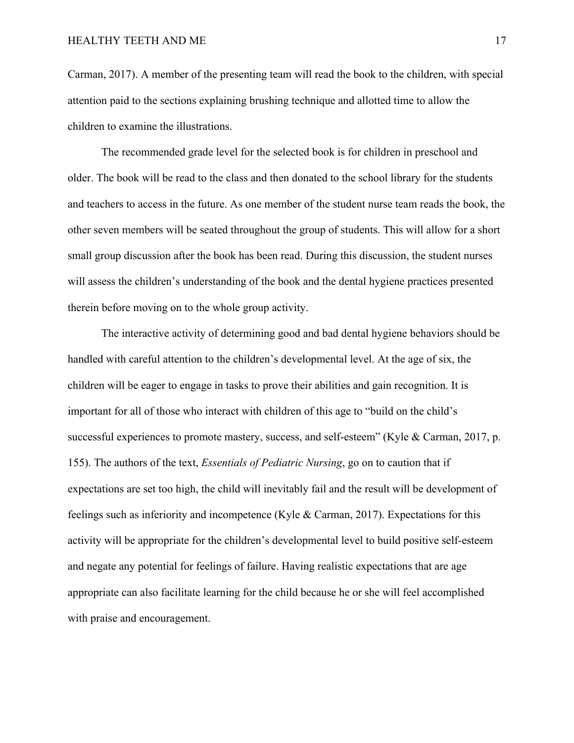Carman, 2017). A member of the presenting team will read the book to the children, with special attention paid to the sections explaining brushing technique and allotted time to allow the children to examine the illustrations.

The recommended grade level for the selected book is for children in preschool and older. The book will be read to the class and then donated to the school library for the students and teachers to access in the future. As one member of the student nurse team reads the book, the other seven members will be seated throughout the group of students. This will allow for a short small group discussion after the book has been read. During this discussion, the student nurses will assess the children's understanding of the book and the dental hygiene practices presented therein before moving on to the whole group activity.

The interactive activity of determining good and bad dental hygiene behaviors should be handled with careful attention to the children's developmental level. At the age of six, the children will be eager to engage in tasks to prove their abilities and gain recognition. It is important for all of those who interact with children of this age to "build on the child's successful experiences to promote mastery, success, and self-esteem" (Kyle & Carman, 2017, p. 155). The authors of the text, *Essentials of Pediatric Nursing*, go on to caution that if expectations are set too high, the child will inevitably fail and the result will be development of feelings such as inferiority and incompetence (Kyle & Carman, 2017). Expectations for this activity will be appropriate for the children's developmental level to build positive self-esteem and negate any potential for feelings of failure. Having realistic expectations that are age appropriate can also facilitate learning for the child because he or she will feel accomplished with praise and encouragement.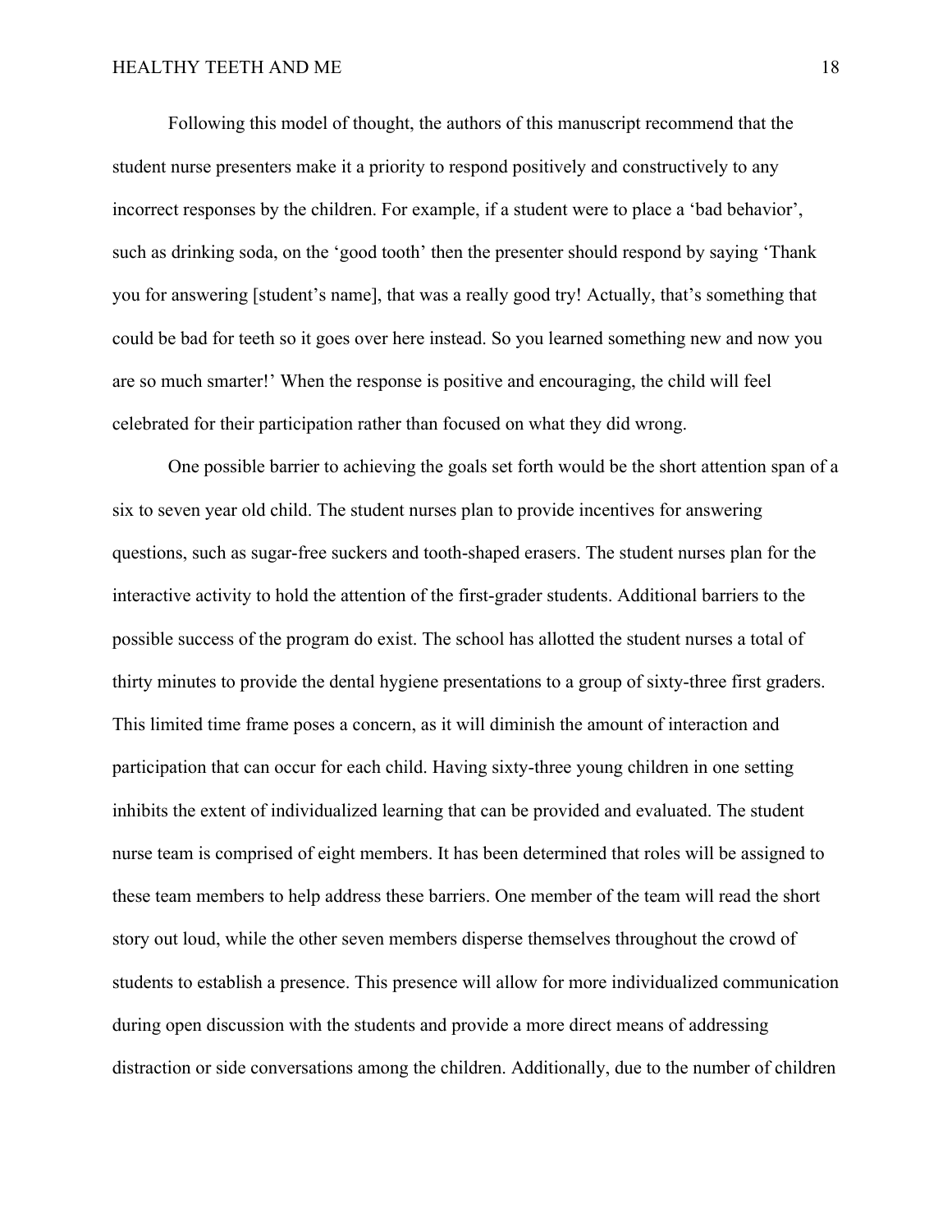Following this model of thought, the authors of this manuscript recommend that the student nurse presenters make it a priority to respond positively and constructively to any incorrect responses by the children. For example, if a student were to place a 'bad behavior', such as drinking soda, on the 'good tooth' then the presenter should respond by saying 'Thank you for answering [student's name], that was a really good try! Actually, that's something that could be bad for teeth so it goes over here instead. So you learned something new and now you are so much smarter!' When the response is positive and encouraging, the child will feel celebrated for their participation rather than focused on what they did wrong.

One possible barrier to achieving the goals set forth would be the short attention span of a six to seven year old child. The student nurses plan to provide incentives for answering questions, such as sugar-free suckers and tooth-shaped erasers. The student nurses plan for the interactive activity to hold the attention of the first-grader students. Additional barriers to the possible success of the program do exist. The school has allotted the student nurses a total of thirty minutes to provide the dental hygiene presentations to a group of sixty-three first graders. This limited time frame poses a concern, as it will diminish the amount of interaction and participation that can occur for each child. Having sixty-three young children in one setting inhibits the extent of individualized learning that can be provided and evaluated. The student nurse team is comprised of eight members. It has been determined that roles will be assigned to these team members to help address these barriers. One member of the team will read the short story out loud, while the other seven members disperse themselves throughout the crowd of students to establish a presence. This presence will allow for more individualized communication during open discussion with the students and provide a more direct means of addressing distraction or side conversations among the children. Additionally, due to the number of children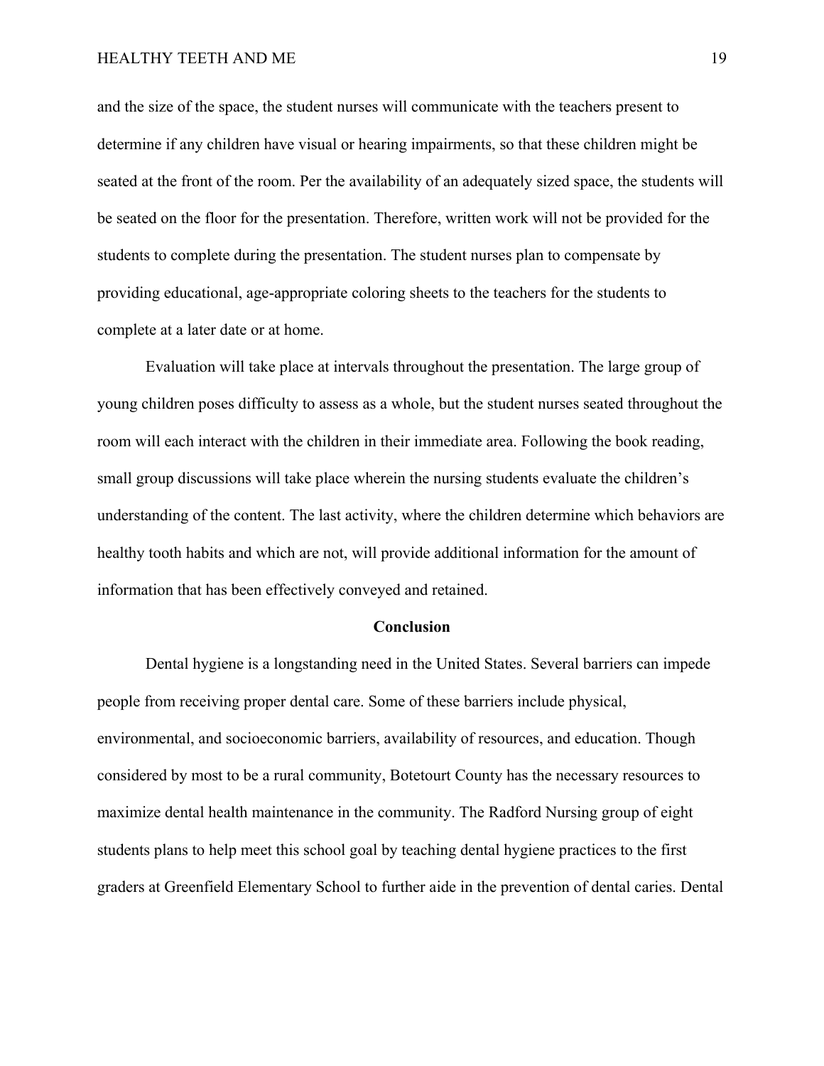and the size of the space, the student nurses will communicate with the teachers present to determine if any children have visual or hearing impairments, so that these children might be seated at the front of the room. Per the availability of an adequately sized space, the students will be seated on the floor for the presentation. Therefore, written work will not be provided for the students to complete during the presentation. The student nurses plan to compensate by providing educational, age-appropriate coloring sheets to the teachers for the students to complete at a later date or at home.

Evaluation will take place at intervals throughout the presentation. The large group of young children poses difficulty to assess as a whole, but the student nurses seated throughout the room will each interact with the children in their immediate area. Following the book reading, small group discussions will take place wherein the nursing students evaluate the children's understanding of the content. The last activity, where the children determine which behaviors are healthy tooth habits and which are not, will provide additional information for the amount of information that has been effectively conveyed and retained.

## Conclusion

Dental hygiene is a longstanding need in the United States. Several barriers can impede people from receiving proper dental care. Some of these barriers include physical, environmental, and socioeconomic barriers, availability of resources, and education. Though considered by most to be a rural community, Botetourt County has the necessary resources to maximize dental health maintenance in the community. The Radford Nursing group of eight students plans to help meet this school goal by teaching dental hygiene practices to the first graders at Greenfield Elementary School to further aide in the prevention of dental caries. Dental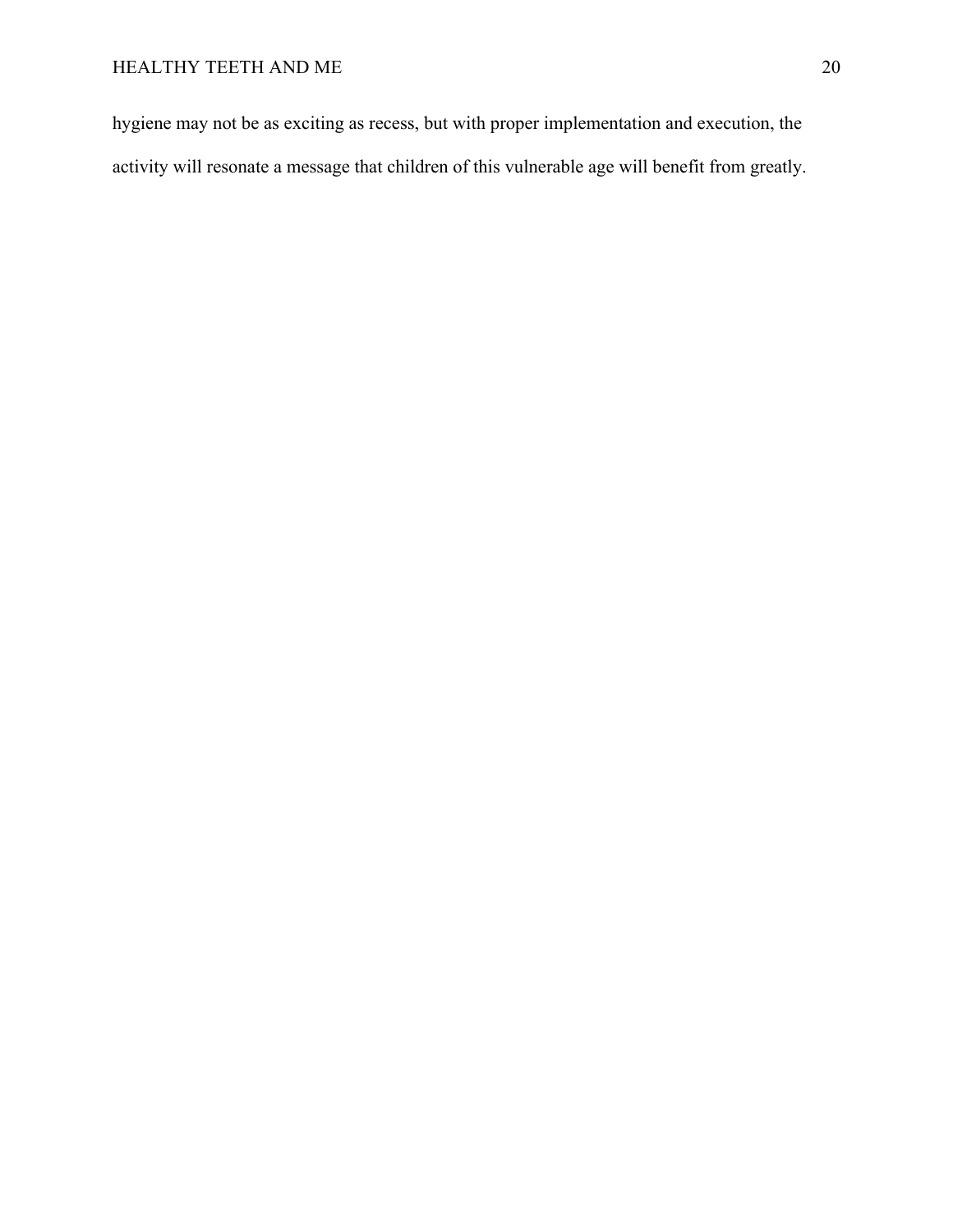hygiene may not be as exciting as recess, but with proper implementation and execution, the activity will resonate a message that children of this vulnerable age will benefit from greatly.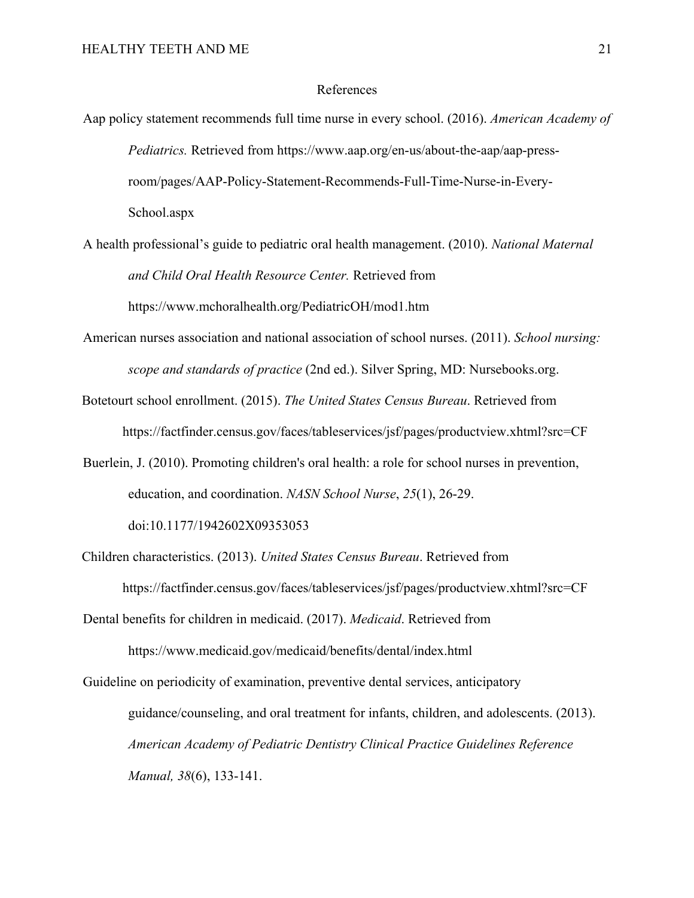References

Aap policy statement recommends full time nurse in every school. (2016). *American Academy of Pediatrics.* Retrieved from https://www.aap.org/en-us/about-the-aap/aap-press-room/pages/AAP-Policy-Statement-Recommends-Full-Time-Nurse-in-Every-School.aspx

A health professional's guide to pediatric oral health management. (2010). *National Maternal and Child Oral Health Resource Center.* Retrieved from https://www.mchoralhealth.org/PediatricOH/mod1.htm

American nurses association and national association of school nurses. (2011). *School nursing: scope and standards of practice* (2nd ed.). Silver Spring, MD: Nursebooks.org.

Botetourt school enrollment. (2015). *The United States Census Bureau*. Retrieved from https://factfinder.census.gov/faces/tableservices/jsf/pages/productview.xhtml?src=CF

Buerlein, J. (2010). Promoting children's oral health: a role for school nurses in prevention, education, and coordination. *NASN School Nurse*, *25*(1), 26-29. doi:10.1177/1942602X09353053

Children characteristics. (2013). *United States Census Bureau*. Retrieved from https://factfinder.census.gov/faces/tableservices/jsf/pages/productview.xhtml?src=CF

Dental benefits for children in medicaid. (2017). *Medicaid*. Retrieved from https://www.medicaid.gov/medicaid/benefits/dental/index.html

Guideline on periodicity of examination, preventive dental services, anticipatory guidance/counseling, and oral treatment for infants, children, and adolescents. (2013). *American Academy of Pediatric Dentistry Clinical Practice Guidelines Reference Manual, 38*(6), 133-141.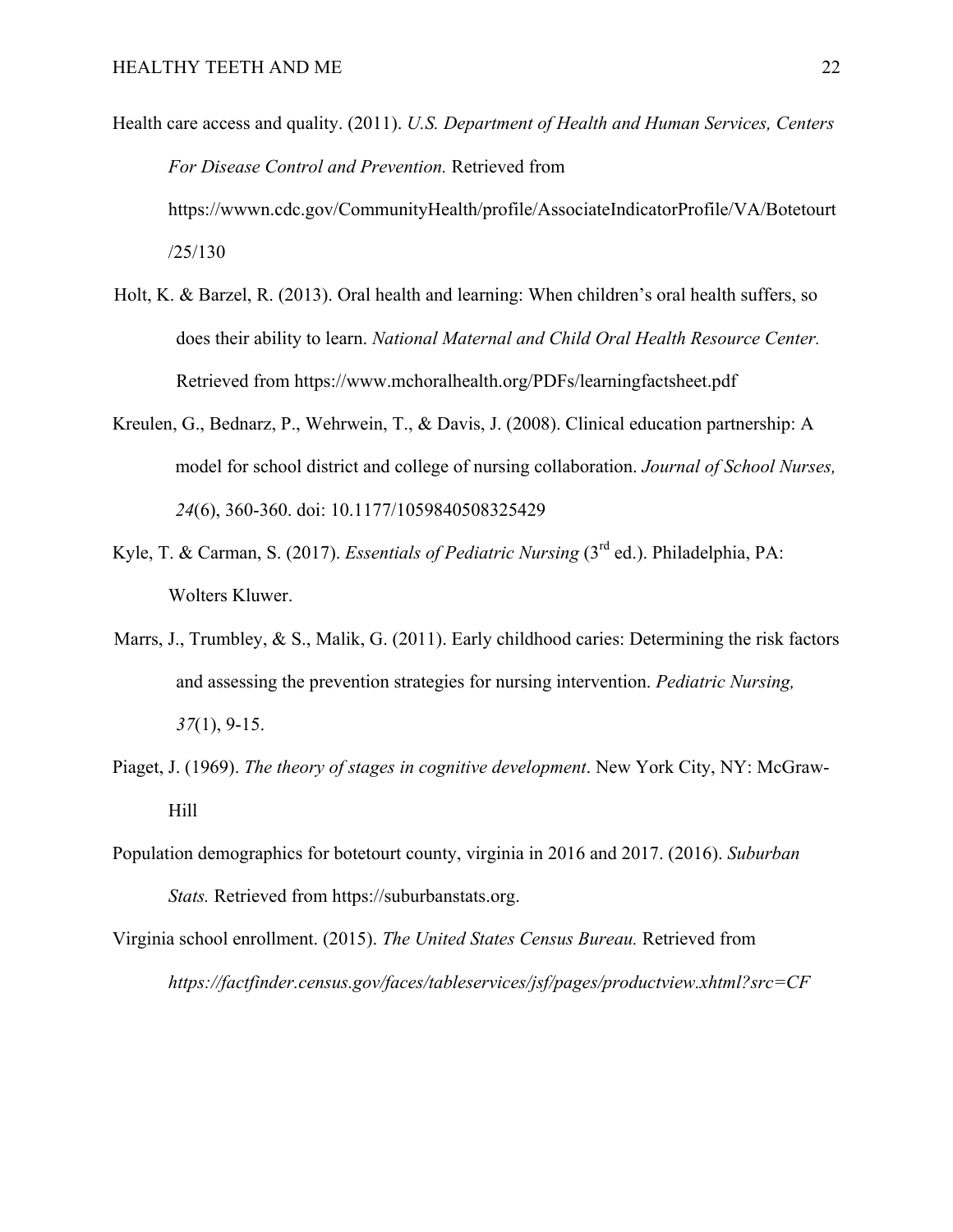Health care access and quality. (2011). *U.S. Department of Health and Human Services, Centers For Disease Control and Prevention.* Retrieved from https://wwwn.cdc.gov/CommunityHealth/profile/AssociateIndicatorProfile/VA/Botetourt/25/130

Holt, K. & Barzel, R. (2013). Oral health and learning: When children's oral health suffers, so does their ability to learn. *National Maternal and Child Oral Health Resource Center.* Retrieved from https://www.mchoralhealth.org/PDFs/learningfactsheet.pdf

Kreulen, G., Bednarz, P., Wehrwein, T., & Davis, J. (2008). Clinical education partnership: A model for school district and college of nursing collaboration. *Journal of School Nurses, 24*(6), 360-360. doi: 10.1177/1059840508325429

Kyle, T. & Carman, S. (2017). *Essentials of Pediatric Nursing* (3rd ed.). Philadelphia, PA: Wolters Kluwer.

Marrs, J., Trumbley, & S., Malik, G. (2011). Early childhood caries: Determining the risk factors and assessing the prevention strategies for nursing intervention. *Pediatric Nursing, 37*(1), 9-15.

Piaget, J. (1969). *The theory of stages in cognitive development*. New York City, NY: McGraw-Hill

Population demographics for botetourt county, virginia in 2016 and 2017. (2016). *Suburban Stats.* Retrieved from https://suburbanstats.org.

Virginia school enrollment. (2015). *The United States Census Bureau.* Retrieved from *https://factfinder.census.gov/faces/tableservices/jsf/pages/productview.xhtml?src=CF*